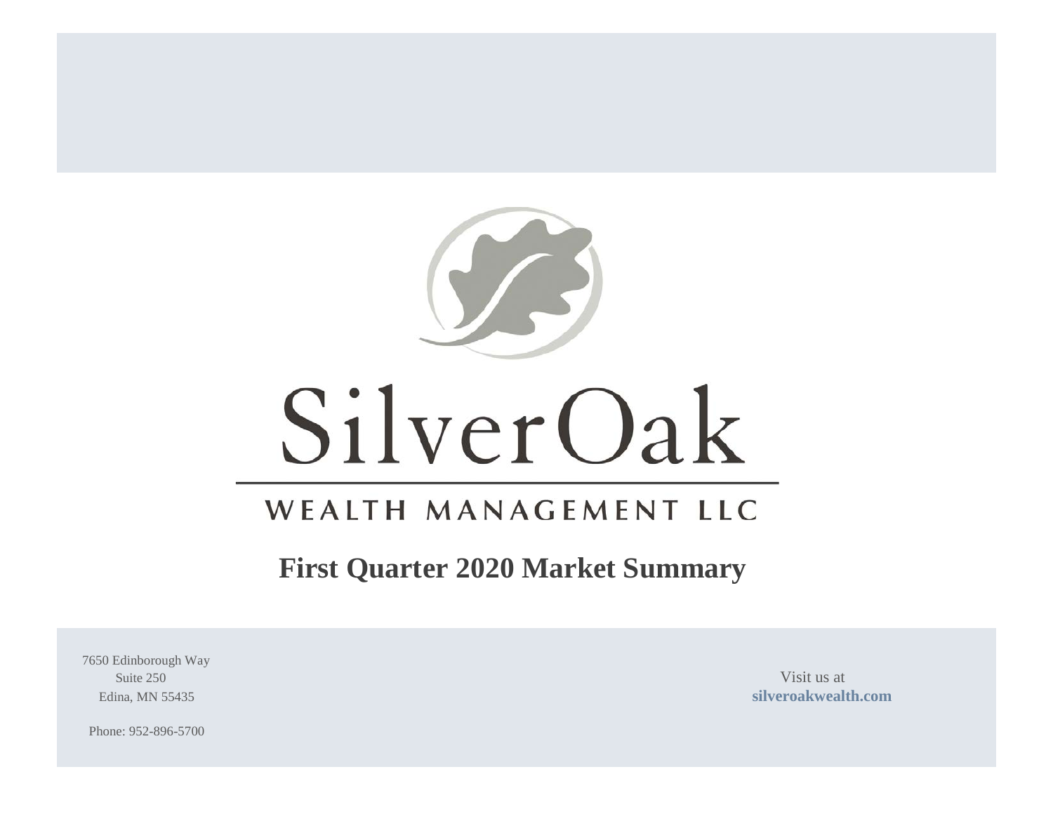SilverOak

WEALTH MANAGEMENT LLC

# First Quarter 2020 Market Summary

7650 Edinborough Way
Suite 250
Edina, MN 55435

Phone: 952-896-5700

Visit us at
**silveroakwealth.com**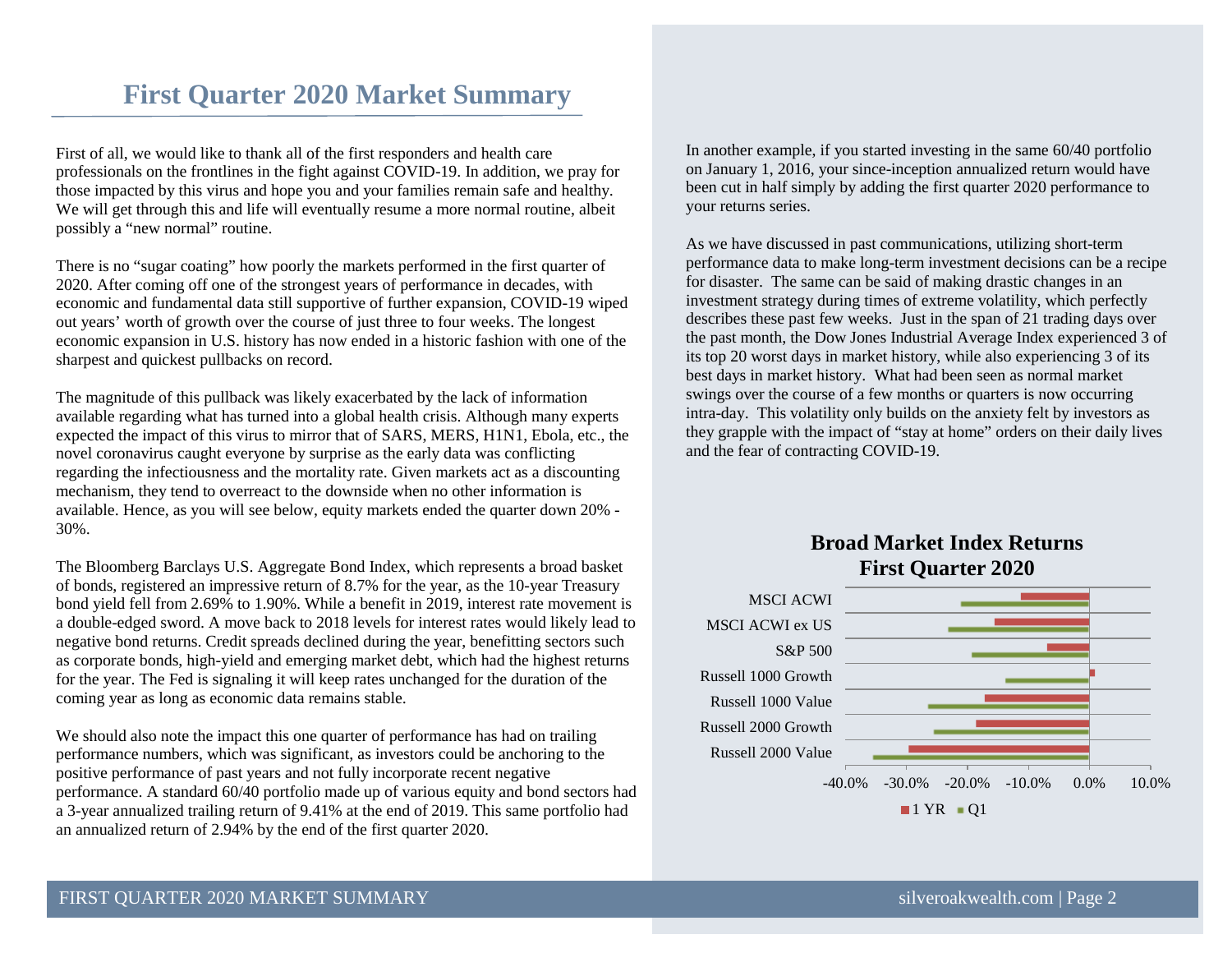# First Quarter 2020 Market Summary

First of all, we would like to thank all of the first responders and health care professionals on the frontlines in the fight against COVID-19. In addition, we pray for those impacted by this virus and hope you and your families remain safe and healthy. We will get through this and life will eventually resume a more normal routine, albeit possibly a "new normal" routine.

There is no "sugar coating" how poorly the markets performed in the first quarter of 2020. After coming off one of the strongest years of performance in decades, with economic and fundamental data still supportive of further expansion, COVID-19 wiped out years' worth of growth over the course of just three to four weeks. The longest economic expansion in U.S. history has now ended in a historic fashion with one of the sharpest and quickest pullbacks on record.

The magnitude of this pullback was likely exacerbated by the lack of information available regarding what has turned into a global health crisis. Although many experts expected the impact of this virus to mirror that of SARS, MERS, H1N1, Ebola, etc., the novel coronavirus caught everyone by surprise as the early data was conflicting regarding the infectiousness and the mortality rate. Given markets act as a discounting mechanism, they tend to overreact to the downside when no other information is available. Hence, as you will see below, equity markets ended the quarter down 20% - 30%.

The Bloomberg Barclays U.S. Aggregate Bond Index, which represents a broad basket of bonds, registered an impressive return of 8.7% for the year, as the 10-year Treasury bond yield fell from 2.69% to 1.90%. While a benefit in 2019, interest rate movement is a double-edged sword. A move back to 2018 levels for interest rates would likely lead to negative bond returns. Credit spreads declined during the year, benefitting sectors such as corporate bonds, high-yield and emerging market debt, which had the highest returns for the year. The Fed is signaling it will keep rates unchanged for the duration of the coming year as long as economic data remains stable.

We should also note the impact this one quarter of performance has had on trailing performance numbers, which was significant, as investors could be anchoring to the positive performance of past years and not fully incorporate recent negative performance. A standard 60/40 portfolio made up of various equity and bond sectors had a 3-year annualized trailing return of 9.41% at the end of 2019. This same portfolio had an annualized return of 2.94% by the end of the first quarter 2020.

In another example, if you started investing in the same 60/40 portfolio on January 1, 2016, your since-inception annualized return would have been cut in half simply by adding the first quarter 2020 performance to your returns series.

As we have discussed in past communications, utilizing short-term performance data to make long-term investment decisions can be a recipe for disaster. The same can be said of making drastic changes in an investment strategy during times of extreme volatility, which perfectly describes these past few weeks. Just in the span of 21 trading days over the past month, the Dow Jones Industrial Average Index experienced 3 of its top 20 worst days in market history, while also experiencing 3 of its best days in market history. What had been seen as normal market swings over the course of a few months or quarters is now occurring intra-day. This volatility only builds on the anxiety felt by investors as they grapple with the impact of "stay at home" orders on their daily lives and the fear of contracting COVID-19.

**Broad Market Index Returns**
**First Quarter 2020**

Indices: MSCI ACWI, MSCI ACWI ex US, S&P 500, Russell 1000 Growth, Russell 1000 Value, Russell 2000 Growth, Russell 2000 Value

Axis: -40.0%, -30.0%, -20.0%, -10.0%, 0.0%, 10.0%

Legend: 1 YR, Q1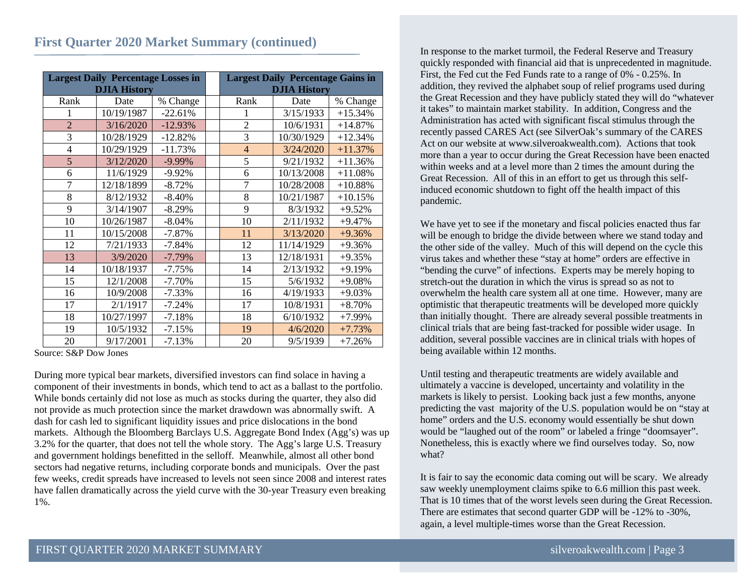## First Quarter 2020 Market Summary (continued)

| Largest Daily Percentage Losses in DJIA History | | |
|---|---|---|
| Rank | Date | % Change |
| 1 | 10/19/1987 | -22.61% |
| 2 | 3/16/2020 | -12.93% |
| 3 | 10/28/1929 | -12.82% |
| 4 | 10/29/1929 | -11.73% |
| 5 | 3/12/2020 | -9.99% |
| 6 | 11/6/1929 | -9.92% |
| 7 | 12/18/1899 | -8.72% |
| 8 | 8/12/1932 | -8.40% |
| 9 | 3/14/1907 | -8.29% |
| 10 | 10/26/1987 | -8.04% |
| 11 | 10/15/2008 | -7.87% |
| 12 | 7/21/1933 | -7.84% |
| 13 | 3/9/2020 | -7.79% |
| 14 | 10/18/1937 | -7.75% |
| 15 | 12/1/2008 | -7.70% |
| 16 | 10/9/2008 | -7.33% |
| 17 | 2/1/1917 | -7.24% |
| 18 | 10/27/1997 | -7.18% |
| 19 | 10/5/1932 | -7.15% |
| 20 | 9/17/2001 | -7.13% |

| Largest Daily Percentage Gains in DJIA History | | |
|---|---|---|
| Rank | Date | % Change |
| 1 | 3/15/1933 | +15.34% |
| 2 | 10/6/1931 | +14.87% |
| 3 | 10/30/1929 | +12.34% |
| 4 | 3/24/2020 | +11.37% |
| 5 | 9/21/1932 | +11.36% |
| 6 | 10/13/2008 | +11.08% |
| 7 | 10/28/2008 | +10.88% |
| 8 | 10/21/1987 | +10.15% |
| 9 | 8/3/1932 | +9.52% |
| 10 | 2/11/1932 | +9.47% |
| 11 | 3/13/2020 | +9.36% |
| 12 | 11/14/1929 | +9.36% |
| 13 | 12/18/1931 | +9.35% |
| 14 | 2/13/1932 | +9.19% |
| 15 | 5/6/1932 | +9.08% |
| 16 | 4/19/1933 | +9.03% |
| 17 | 10/8/1931 | +8.70% |
| 18 | 6/10/1932 | +7.99% |
| 19 | 4/6/2020 | +7.73% |
| 20 | 9/5/1939 | +7.26% |

Source: S&P Dow Jones

During more typical bear markets, diversified investors can find solace in having a component of their investments in bonds, which tend to act as a ballast to the portfolio. While bonds certainly did not lose as much as stocks during the quarter, they also did not provide as much protection since the market drawdown was abnormally swift. A dash for cash led to significant liquidity issues and price dislocations in the bond markets. Although the Bloomberg Barclays U.S. Aggregate Bond Index (Agg's) was up 3.2% for the quarter, that does not tell the whole story. The Agg's large U.S. Treasury and government holdings benefitted in the selloff. Meanwhile, almost all other bond sectors had negative returns, including corporate bonds and municipals. Over the past few weeks, credit spreads have increased to levels not seen since 2008 and interest rates have fallen dramatically across the yield curve with the 30-year Treasury even breaking 1%.

In response to the market turmoil, the Federal Reserve and Treasury quickly responded with financial aid that is unprecedented in magnitude. First, the Fed cut the Fed Funds rate to a range of 0% - 0.25%. In addition, they revived the alphabet soup of relief programs used during the Great Recession and they have publicly stated they will do "whatever it takes" to maintain market stability. In addition, Congress and the Administration has acted with significant fiscal stimulus through the recently passed CARES Act (see SilverOak's summary of the CARES Act on our website at www.silveroakwealth.com). Actions that took more than a year to occur during the Great Recession have been enacted within weeks and at a level more than 2 times the amount during the Great Recession. All of this in an effort to get us through this self-induced economic shutdown to fight off the health impact of this pandemic.

We have yet to see if the monetary and fiscal policies enacted thus far will be enough to bridge the divide between where we stand today and the other side of the valley. Much of this will depend on the cycle this virus takes and whether these "stay at home" orders are effective in "bending the curve" of infections. Experts may be merely hoping to stretch-out the duration in which the virus is spread so as not to overwhelm the health care system all at one time. However, many are optimistic that therapeutic treatments will be developed more quickly than initially thought. There are already several possible treatments in clinical trials that are being fast-tracked for possible wider usage. In addition, several possible vaccines are in clinical trials with hopes of being available within 12 months.

Until testing and therapeutic treatments are widely available and ultimately a vaccine is developed, uncertainty and volatility in the markets is likely to persist. Looking back just a few months, anyone predicting the vast majority of the U.S. population would be on "stay at home" orders and the U.S. economy would essentially be shut down would be "laughed out of the room" or labeled a fringe "doomsayer". Nonetheless, this is exactly where we find ourselves today. So, now what?

It is fair to say the economic data coming out will be scary. We already saw weekly unemployment claims spike to 6.6 million this past week. That is 10 times that of the worst levels seen during the Great Recession. There are estimates that second quarter GDP will be -12% to -30%, again, a level multiple-times worse than the Great Recession.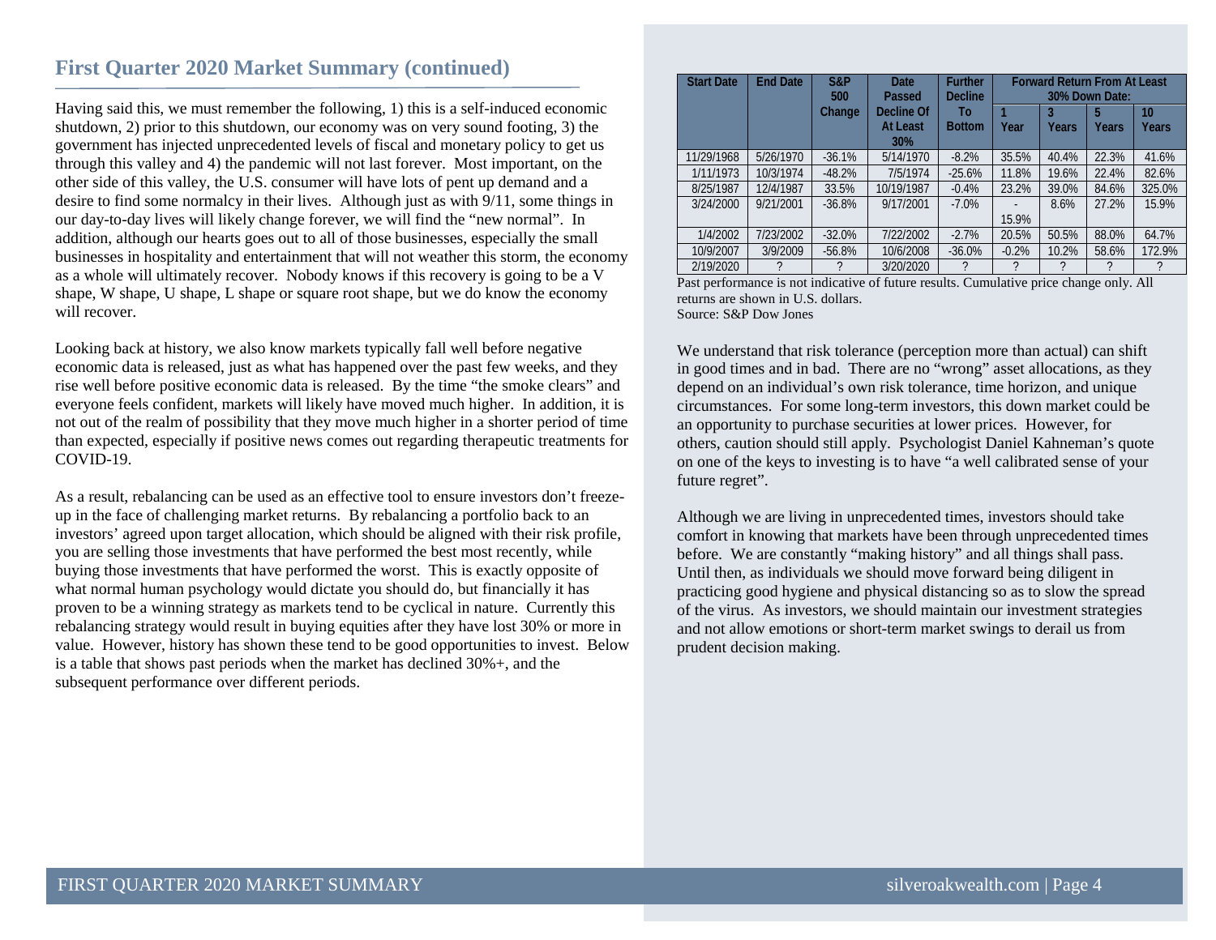## First Quarter 2020 Market Summary (continued)

Having said this, we must remember the following, 1) this is a self-induced economic shutdown, 2) prior to this shutdown, our economy was on very sound footing, 3) the government has injected unprecedented levels of fiscal and monetary policy to get us through this valley and 4) the pandemic will not last forever. Most important, on the other side of this valley, the U.S. consumer will have lots of pent up demand and a desire to find some normalcy in their lives. Although just as with 9/11, some things in our day-to-day lives will likely change forever, we will find the "new normal". In addition, although our hearts goes out to all of those businesses, especially the small businesses in hospitality and entertainment that will not weather this storm, the economy as a whole will ultimately recover. Nobody knows if this recovery is going to be a V shape, W shape, U shape, L shape or square root shape, but we do know the economy will recover.

Looking back at history, we also know markets typically fall well before negative economic data is released, just as what has happened over the past few weeks, and they rise well before positive economic data is released. By the time "the smoke clears" and everyone feels confident, markets will likely have moved much higher. In addition, it is not out of the realm of possibility that they move much higher in a shorter period of time than expected, especially if positive news comes out regarding therapeutic treatments for COVID-19.

As a result, rebalancing can be used as an effective tool to ensure investors don't freeze-up in the face of challenging market returns. By rebalancing a portfolio back to an investors' agreed upon target allocation, which should be aligned with their risk profile, you are selling those investments that have performed the best most recently, while buying those investments that have performed the worst. This is exactly opposite of what normal human psychology would dictate you should do, but financially it has proven to be a winning strategy as markets tend to be cyclical in nature. Currently this rebalancing strategy would result in buying equities after they have lost 30% or more in value. However, history has shown these tend to be good opportunities to invest. Below is a table that shows past periods when the market has declined 30%+, and the subsequent performance over different periods.

| Start Date | End Date | S&P 500 Change | Date Passed Decline Of At Least 30% | Further Decline To Bottom | Forward Return From At Least 30% Down Date: | | | |
|---|---|---|---|---|---|---|---|---|
| | | | | | 1 Year | 3 Years | 5 Years | 10 Years |
| 11/29/1968 | 5/26/1970 | -36.1% | 5/14/1970 | -8.2% | 35.5% | 40.4% | 22.3% | 41.6% |
| 1/11/1973 | 10/3/1974 | -48.2% | 7/5/1974 | -25.6% | 11.8% | 19.6% | 22.4% | 82.6% |
| 8/25/1987 | 12/4/1987 | 33.5% | 10/19/1987 | -0.4% | 23.2% | 39.0% | 84.6% | 325.0% |
| 3/24/2000 | 9/21/2001 | -36.8% | 9/17/2001 | -7.0% | -15.9% | 8.6% | 27.2% | 15.9% |
| 1/4/2002 | 7/23/2002 | -32.0% | 7/22/2002 | -2.7% | 20.5% | 50.5% | 88.0% | 64.7% |
| 10/9/2007 | 3/9/2009 | -56.8% | 10/6/2008 | -36.0% | -0.2% | 10.2% | 58.6% | 172.9% |
| 2/19/2020 | ? | ? | 3/20/2020 | ? | ? | ? | ? | ? |

Past performance is not indicative of future results. Cumulative price change only. All returns are shown in U.S. dollars.
Source: S&P Dow Jones

We understand that risk tolerance (perception more than actual) can shift in good times and in bad. There are no "wrong" asset allocations, as they depend on an individual's own risk tolerance, time horizon, and unique circumstances. For some long-term investors, this down market could be an opportunity to purchase securities at lower prices. However, for others, caution should still apply. Psychologist Daniel Kahneman's quote on one of the keys to investing is to have "a well calibrated sense of your future regret".

Although we are living in unprecedented times, investors should take comfort in knowing that markets have been through unprecedented times before. We are constantly "making history" and all things shall pass. Until then, as individuals we should move forward being diligent in practicing good hygiene and physical distancing so as to slow the spread of the virus. As investors, we should maintain our investment strategies and not allow emotions or short-term market swings to derail us from prudent decision making.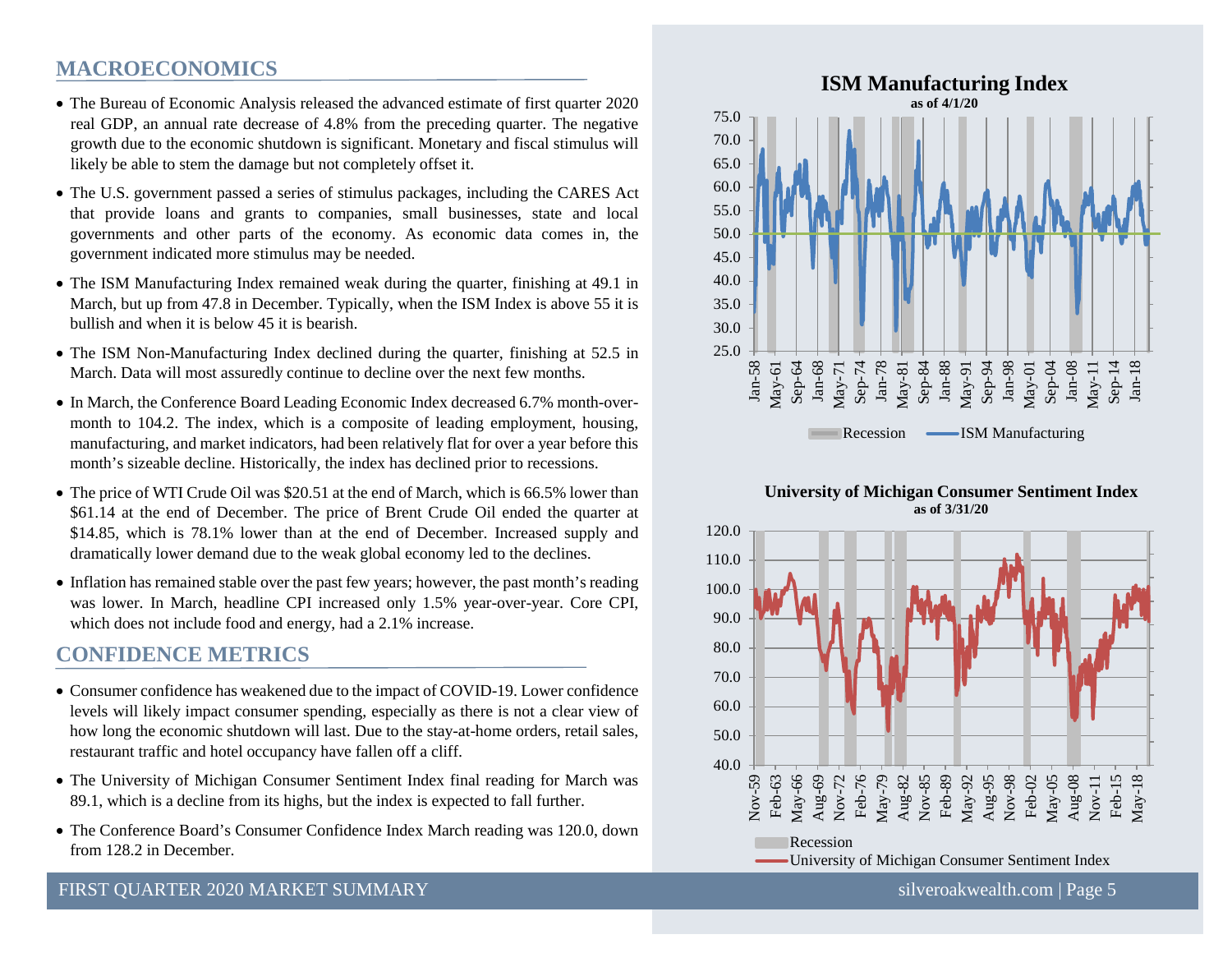## MACROECONOMICS

- The Bureau of Economic Analysis released the advanced estimate of first quarter 2020 real GDP, an annual rate decrease of 4.8% from the preceding quarter. The negative growth due to the economic shutdown is significant. Monetary and fiscal stimulus will likely be able to stem the damage but not completely offset it.
- The U.S. government passed a series of stimulus packages, including the CARES Act that provide loans and grants to companies, small businesses, state and local governments and other parts of the economy. As economic data comes in, the government indicated more stimulus may be needed.
- The ISM Manufacturing Index remained weak during the quarter, finishing at 49.1 in March, but up from 47.8 in December. Typically, when the ISM Index is above 55 it is bullish and when it is below 45 it is bearish.
- The ISM Non-Manufacturing Index declined during the quarter, finishing at 52.5 in March. Data will most assuredly continue to decline over the next few months.
- In March, the Conference Board Leading Economic Index decreased 6.7% month-over-month to 104.2. The index, which is a composite of leading employment, housing, manufacturing, and market indicators, had been relatively flat for over a year before this month's sizeable decline. Historically, the index has declined prior to recessions.
- The price of WTI Crude Oil was $20.51 at the end of March, which is 66.5% lower than $61.14 at the end of December. The price of Brent Crude Oil ended the quarter at $14.85, which is 78.1% lower than at the end of December. Increased supply and dramatically lower demand due to the weak global economy led to the declines.
- Inflation has remained stable over the past few years; however, the past month's reading was lower. In March, headline CPI increased only 1.5% year-over-year. Core CPI, which does not include food and energy, had a 2.1% increase.

## CONFIDENCE METRICS

- Consumer confidence has weakened due to the impact of COVID-19. Lower confidence levels will likely impact consumer spending, especially as there is not a clear view of how long the economic shutdown will last. Due to the stay-at-home orders, retail sales, restaurant traffic and hotel occupancy have fallen off a cliff.
- The University of Michigan Consumer Sentiment Index final reading for March was 89.1, which is a decline from its highs, but the index is expected to fall further.
- The Conference Board's Consumer Confidence Index March reading was 120.0, down from 128.2 in December.

**ISM Manufacturing Index**
as of 4/1/20

Recession — ISM Manufacturing

**University of Michigan Consumer Sentiment Index**
as of 3/31/20

Recession — University of Michigan Consumer Sentiment Index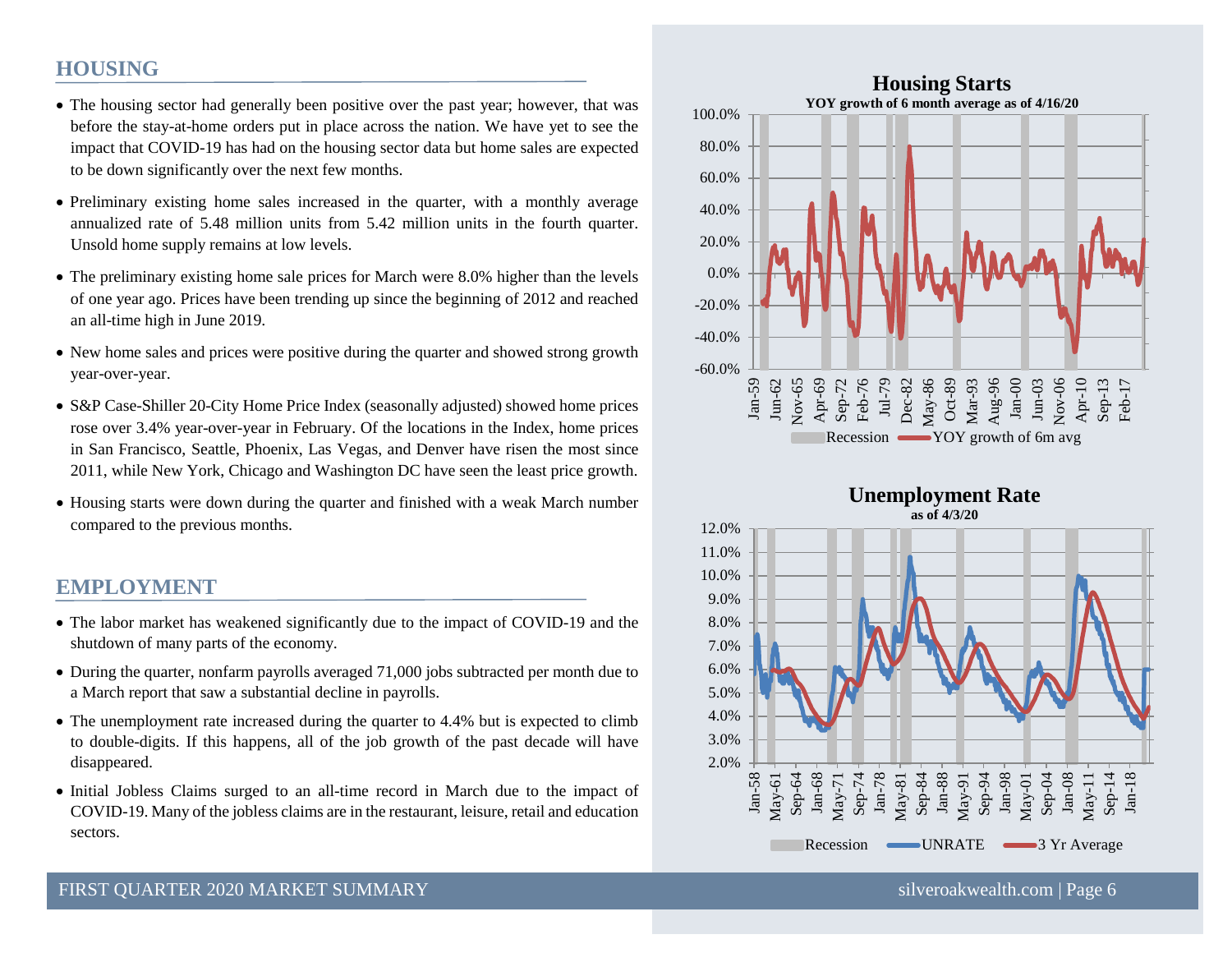## HOUSING

- The housing sector had generally been positive over the past year; however, that was before the stay-at-home orders put in place across the nation. We have yet to see the impact that COVID-19 has had on the housing sector data but home sales are expected to be down significantly over the next few months.
- Preliminary existing home sales increased in the quarter, with a monthly average annualized rate of 5.48 million units from 5.42 million units in the fourth quarter. Unsold home supply remains at low levels.
- The preliminary existing home sale prices for March were 8.0% higher than the levels of one year ago. Prices have been trending up since the beginning of 2012 and reached an all-time high in June 2019.
- New home sales and prices were positive during the quarter and showed strong growth year-over-year.
- S&P Case-Shiller 20-City Home Price Index (seasonally adjusted) showed home prices rose over 3.4% year-over-year in February. Of the locations in the Index, home prices in San Francisco, Seattle, Phoenix, Las Vegas, and Denver have risen the most since 2011, while New York, Chicago and Washington DC have seen the least price growth.
- Housing starts were down during the quarter and finished with a weak March number compared to the previous months.

## EMPLOYMENT

- The labor market has weakened significantly due to the impact of COVID-19 and the shutdown of many parts of the economy.
- During the quarter, nonfarm payrolls averaged 71,000 jobs subtracted per month due to a March report that saw a substantial decline in payrolls.
- The unemployment rate increased during the quarter to 4.4% but is expected to climb to double-digits. If this happens, all of the job growth of the past decade will have disappeared.
- Initial Jobless Claims surged to an all-time record in March due to the impact of COVID-19. Many of the jobless claims are in the restaurant, leisure, retail and education sectors.

**Housing Starts**
YOY growth of 6 month average as of 4/16/20

Recession | YOY growth of 6m avg

**Unemployment Rate**
as of 4/3/20

Recession | UNRATE | 3 Yr Average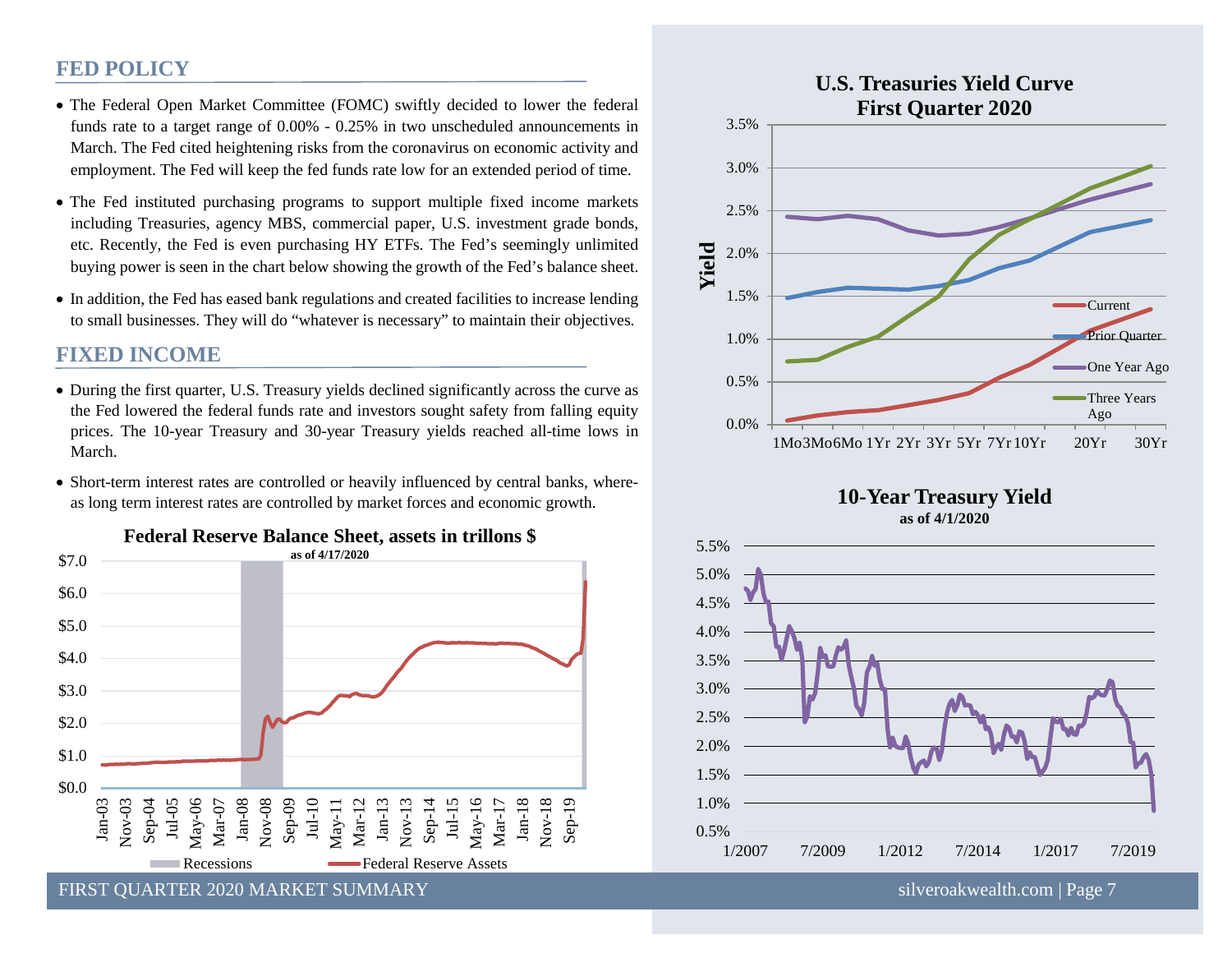## FED POLICY

- The Federal Open Market Committee (FOMC) swiftly decided to lower the federal funds rate to a target range of 0.00% - 0.25% in two unscheduled announcements in March. The Fed cited heightening risks from the coronavirus on economic activity and employment. The Fed will keep the fed funds rate low for an extended period of time.
- The Fed instituted purchasing programs to support multiple fixed income markets including Treasuries, agency MBS, commercial paper, U.S. investment grade bonds, etc. Recently, the Fed is even purchasing HY ETFs. The Fed's seemingly unlimited buying power is seen in the chart below showing the growth of the Fed's balance sheet.
- In addition, the Fed has eased bank regulations and created facilities to increase lending to small businesses. They will do "whatever is necessary" to maintain their objectives.

## FIXED INCOME

- During the first quarter, U.S. Treasury yields declined significantly across the curve as the Fed lowered the federal funds rate and investors sought safety from falling equity prices. The 10-year Treasury and 30-year Treasury yields reached all-time lows in March.
- Short-term interest rates are controlled or heavily influenced by central banks, whereas long term interest rates are controlled by market forces and economic growth.

**Federal Reserve Balance Sheet, assets in trillons $**
as of 4/17/2020

**U.S. Treasuries Yield Curve First Quarter 2020**

**10-Year Treasury Yield**
as of 4/1/2020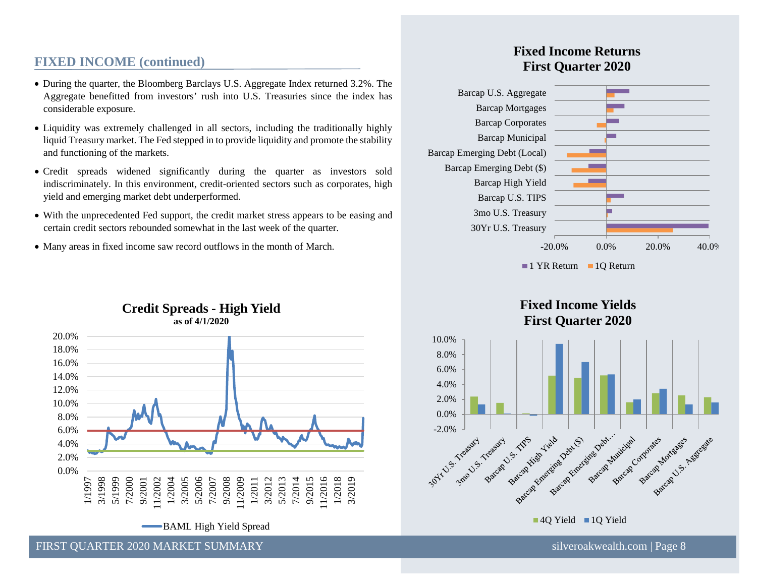## FIXED INCOME (continued)

- During the quarter, the Bloomberg Barclays U.S. Aggregate Index returned 3.2%. The Aggregate benefitted from investors' rush into U.S. Treasuries since the index has considerable exposure.
- Liquidity was extremely challenged in all sectors, including the traditionally highly liquid Treasury market. The Fed stepped in to provide liquidity and promote the stability and functioning of the markets.
- Credit spreads widened significantly during the quarter as investors sold indiscriminately. In this environment, credit-oriented sectors such as corporates, high yield and emerging market debt underperformed.
- With the unprecedented Fed support, the credit market stress appears to be easing and certain credit sectors rebounded somewhat in the last week of the quarter.
- Many areas in fixed income saw record outflows in the month of March.

**Fixed Income Returns First Quarter 2020**

**Credit Spreads - High Yield** as of 4/1/2020

**Fixed Income Yields First Quarter 2020**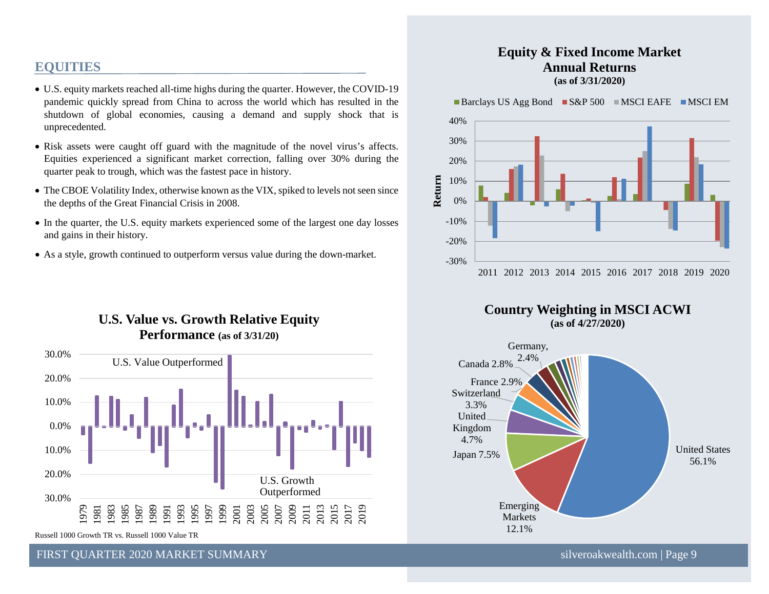## EQUITIES

- U.S. equity markets reached all-time highs during the quarter. However, the COVID-19 pandemic quickly spread from China to across the world which has resulted in the shutdown of global economies, causing a demand and supply shock that is unprecedented.
- Risk assets were caught off guard with the magnitude of the novel virus's affects. Equities experienced a significant market correction, falling over 30% during the quarter peak to trough, which was the fastest pace in history.
- The CBOE Volatility Index, otherwise known as the VIX, spiked to levels not seen since the depths of the Great Financial Crisis in 2008.
- In the quarter, the U.S. equity markets experienced some of the largest one day losses and gains in their history.
- As a style, growth continued to outperform versus value during the down-market.

**U.S. Value vs. Growth Relative Equity Performance** (as of 3/31/20)

U.S. Value Outperformed

U.S. Growth Outperformed

Russell 1000 Growth TR vs. Russell 1000 Value TR

**Equity & Fixed Income Market Annual Returns**
**(as of 3/31/2020)**

Barclays US Agg Bond | S&P 500 | MSCI EAFE | MSCI EM

**Country Weighting in MSCI ACWI**
**(as of 4/27/2020)**

| Country | Weight |
|---|---|
| United States | 56.1% |
| Emerging Markets | 12.1% |
| Japan | 7.5% |
| United Kingdom | 4.7% |
| Switzerland | 3.3% |
| France | 2.9% |
| Canada | 2.8% |
| Germany | 2.4% |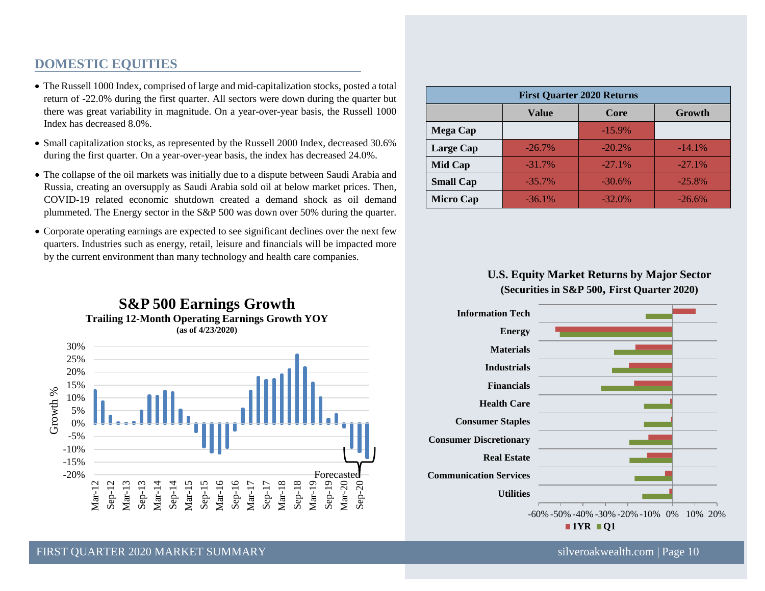## DOMESTIC EQUITIES

- The Russell 1000 Index, comprised of large and mid-capitalization stocks, posted a total return of -22.0% during the first quarter. All sectors were down during the quarter but there was great variability in magnitude. On a year-over-year basis, the Russell 1000 Index has decreased 8.0%.
- Small capitalization stocks, as represented by the Russell 2000 Index, decreased 30.6% during the first quarter. On a year-over-year basis, the index has decreased 24.0%.
- The collapse of the oil markets was initially due to a dispute between Saudi Arabia and Russia, creating an oversupply as Saudi Arabia sold oil at below market prices. Then, COVID-19 related economic shutdown created a demand shock as oil demand plummeted. The Energy sector in the S&P 500 was down over 50% during the quarter.
- Corporate operating earnings are expected to see significant declines over the next few quarters. Industries such as energy, retail, leisure and financials will be impacted more by the current environment than many technology and health care companies.

| First Quarter 2020 Returns | | | |
|---|---|---|---|
| | Value | Core | Growth |
| Mega Cap | | -15.9% | |
| Large Cap | -26.7% | -20.2% | -14.1% |
| Mid Cap | -31.7% | -27.1% | -27.1% |
| Small Cap | -35.7% | -30.6% | -25.8% |
| Micro Cap | -36.1% | -32.0% | -26.6% |

**S&P 500 Earnings Growth**
**Trailing 12-Month Operating Earnings Growth YOY**
**(as of 4/23/2020)**

Forecasted

**U.S. Equity Market Returns by Major Sector**
**(Securities in S&P 500, First Quarter 2020)**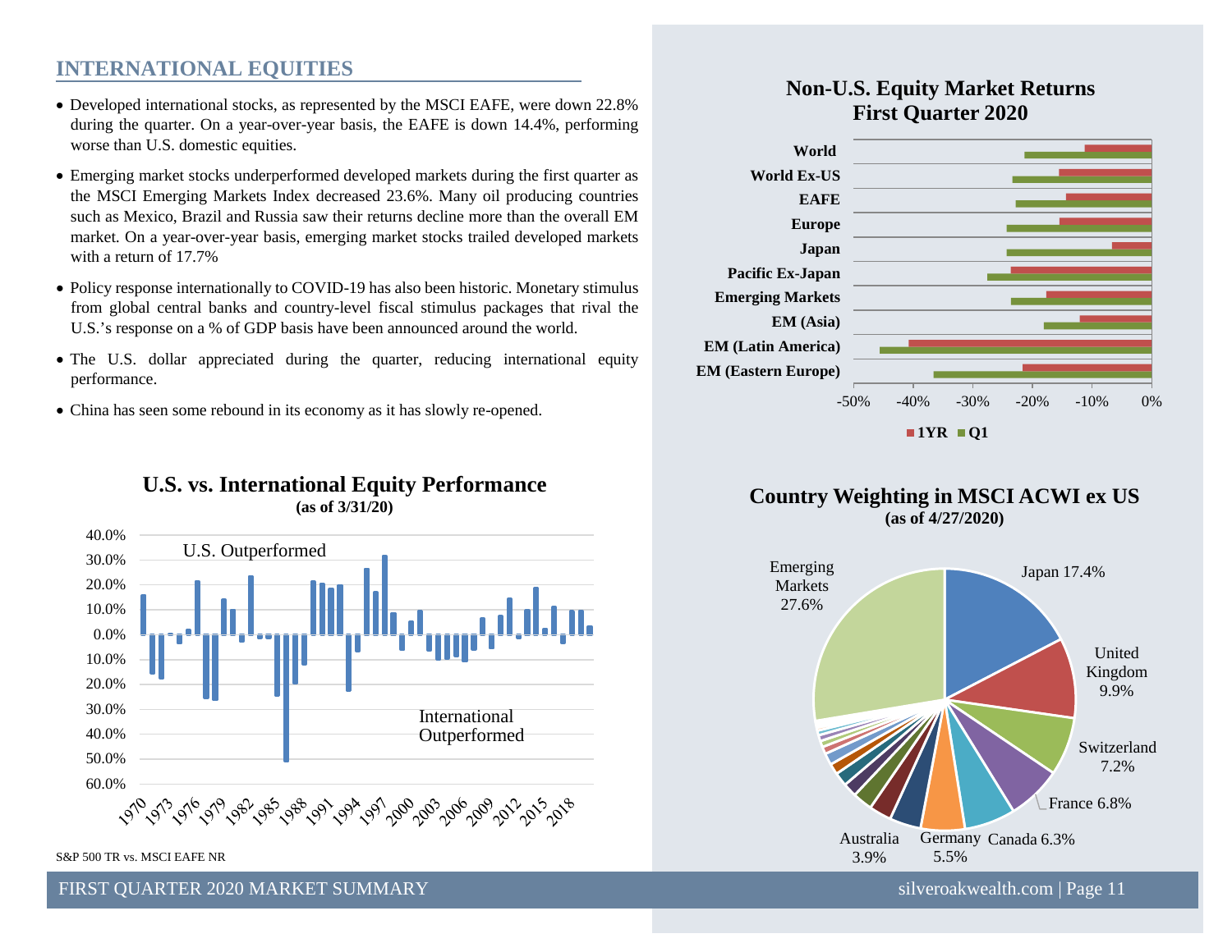## INTERNATIONAL EQUITIES

- Developed international stocks, as represented by the MSCI EAFE, were down 22.8% during the quarter. On a year-over-year basis, the EAFE is down 14.4%, performing worse than U.S. domestic equities.
- Emerging market stocks underperformed developed markets during the first quarter as the MSCI Emerging Markets Index decreased 23.6%. Many oil producing countries such as Mexico, Brazil and Russia saw their returns decline more than the overall EM market. On a year-over-year basis, emerging market stocks trailed developed markets with a return of 17.7%
- Policy response internationally to COVID-19 has also been historic. Monetary stimulus from global central banks and country-level fiscal stimulus packages that rival the U.S.'s response on a % of GDP basis have been announced around the world.
- The U.S. dollar appreciated during the quarter, reducing international equity performance.
- China has seen some rebound in its economy as it has slowly re-opened.

### U.S. vs. International Equity Performance
**(as of 3/31/20)**

U.S. Outperformed

International Outperformed

S&P 500 TR vs. MSCI EAFE NR

### Non-U.S. Equity Market Returns First Quarter 2020

World, World Ex-US, EAFE, Europe, Japan, Pacific Ex-Japan, Emerging Markets, EM (Asia), EM (Latin America), EM (Eastern Europe)

1YR Q1

### Country Weighting in MSCI ACWI ex US
**(as of 4/27/2020)**

| Country | Weight |
|---|---|
| Emerging Markets | 27.6% |
| Japan | 17.4% |
| United Kingdom | 9.9% |
| Switzerland | 7.2% |
| France | 6.8% |
| Canada | 6.3% |
| Germany | 5.5% |
| Australia | 3.9% |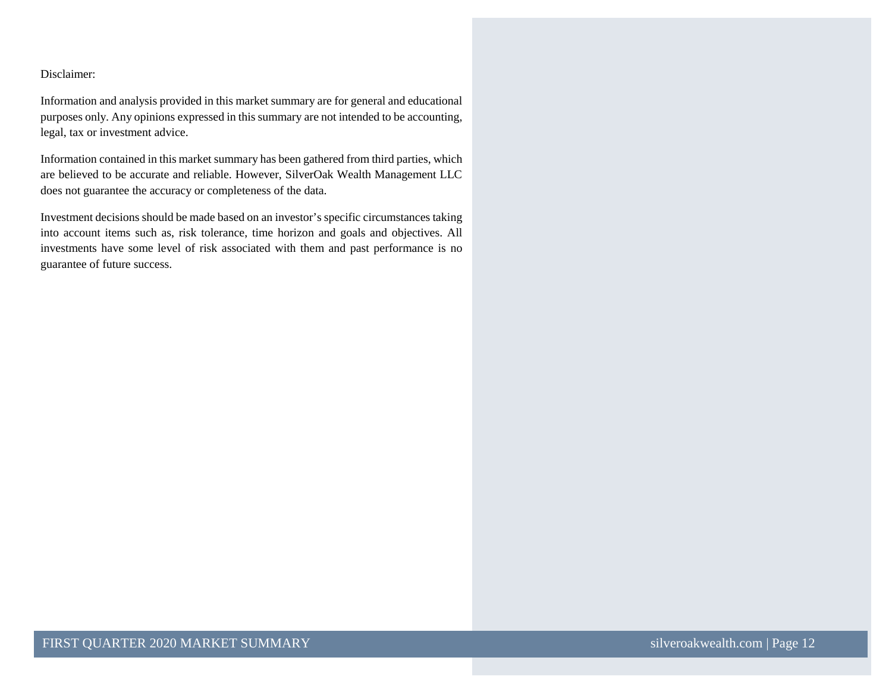Disclaimer:

Information and analysis provided in this market summary are for general and educational purposes only. Any opinions expressed in this summary are not intended to be accounting, legal, tax or investment advice.

Information contained in this market summary has been gathered from third parties, which are believed to be accurate and reliable. However, SilverOak Wealth Management LLC does not guarantee the accuracy or completeness of the data.

Investment decisions should be made based on an investor's specific circumstances taking into account items such as, risk tolerance, time horizon and goals and objectives. All investments have some level of risk associated with them and past performance is no guarantee of future success.